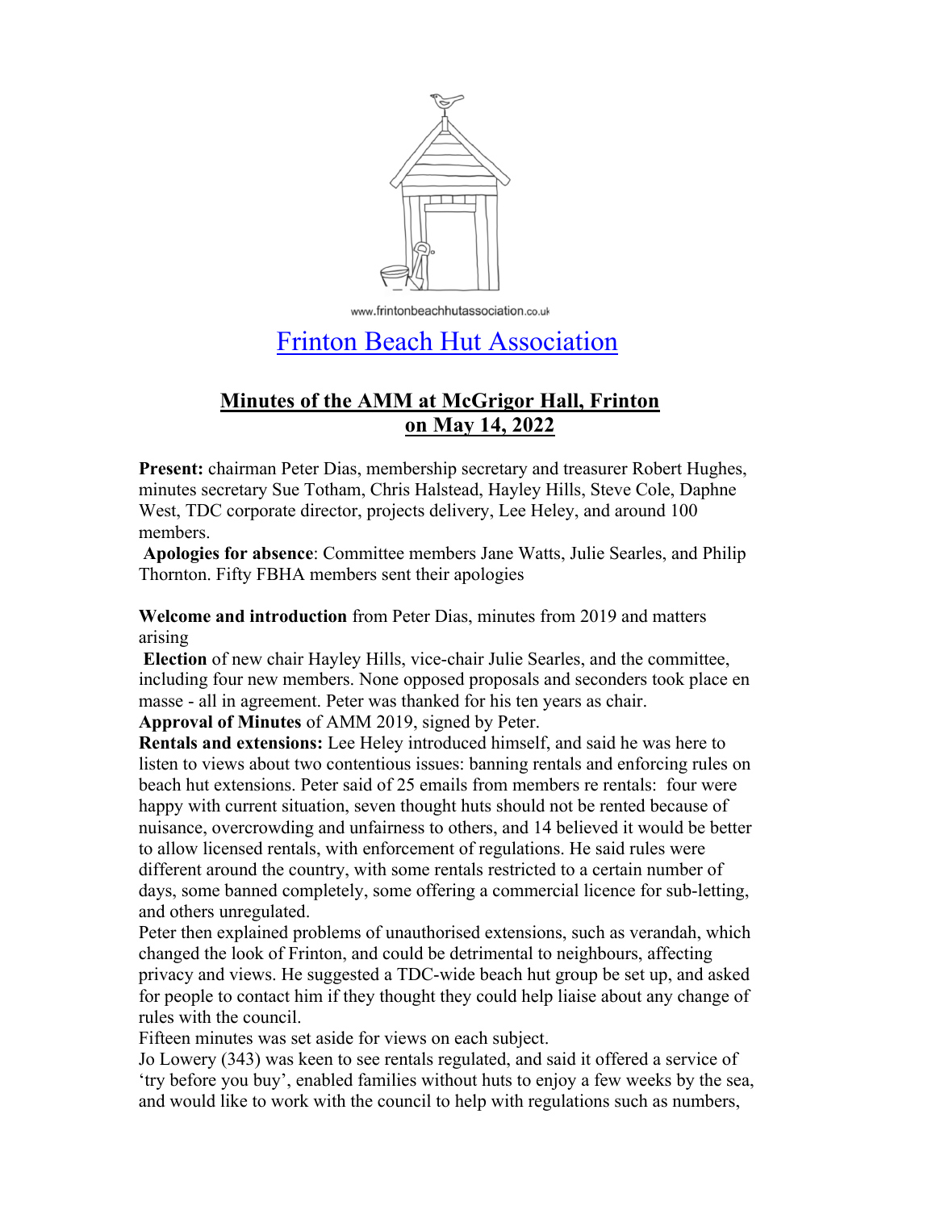www.frintonbeachhutassociation.co.uk

# Frinton Beach Hut Association

## Minutes of the AMM at McGrigor Hall, Frinton on May 14, 2022

**Present:** chairman Peter Dias, membership secretary and treasurer Robert Hughes, minutes secretary Sue Totham, Chris Halstead, Hayley Hills, Steve Cole, Daphne West, TDC corporate director, projects delivery, Lee Heley, and around 100 members.

**Apologies for absence**: Committee members Jane Watts, Julie Searles, and Philip Thornton. Fifty FBHA members sent their apologies

**Welcome and introduction** from Peter Dias, minutes from 2019 and matters arising

**Election** of new chair Hayley Hills, vice-chair Julie Searles, and the committee, including four new members. None opposed proposals and seconders took place en masse - all in agreement. Peter was thanked for his ten years as chair.

**Approval of Minutes** of AMM 2019, signed by Peter.

**Rentals and extensions:** Lee Heley introduced himself, and said he was here to listen to views about two contentious issues: banning rentals and enforcing rules on beach hut extensions. Peter said of 25 emails from members re rentals: four were happy with current situation, seven thought huts should not be rented because of nuisance, overcrowding and unfairness to others, and 14 believed it would be better to allow licensed rentals, with enforcement of regulations. He said rules were different around the country, with some rentals restricted to a certain number of days, some banned completely, some offering a commercial licence for sub-letting, and others unregulated.

Peter then explained problems of unauthorised extensions, such as verandah, which changed the look of Frinton, and could be detrimental to neighbours, affecting privacy and views. He suggested a TDC-wide beach hut group be set up, and asked for people to contact him if they thought they could help liaise about any change of rules with the council.

Fifteen minutes was set aside for views on each subject.

Jo Lowery (343) was keen to see rentals regulated, and said it offered a service of 'try before you buy', enabled families without huts to enjoy a few weeks by the sea, and would like to work with the council to help with regulations such as numbers,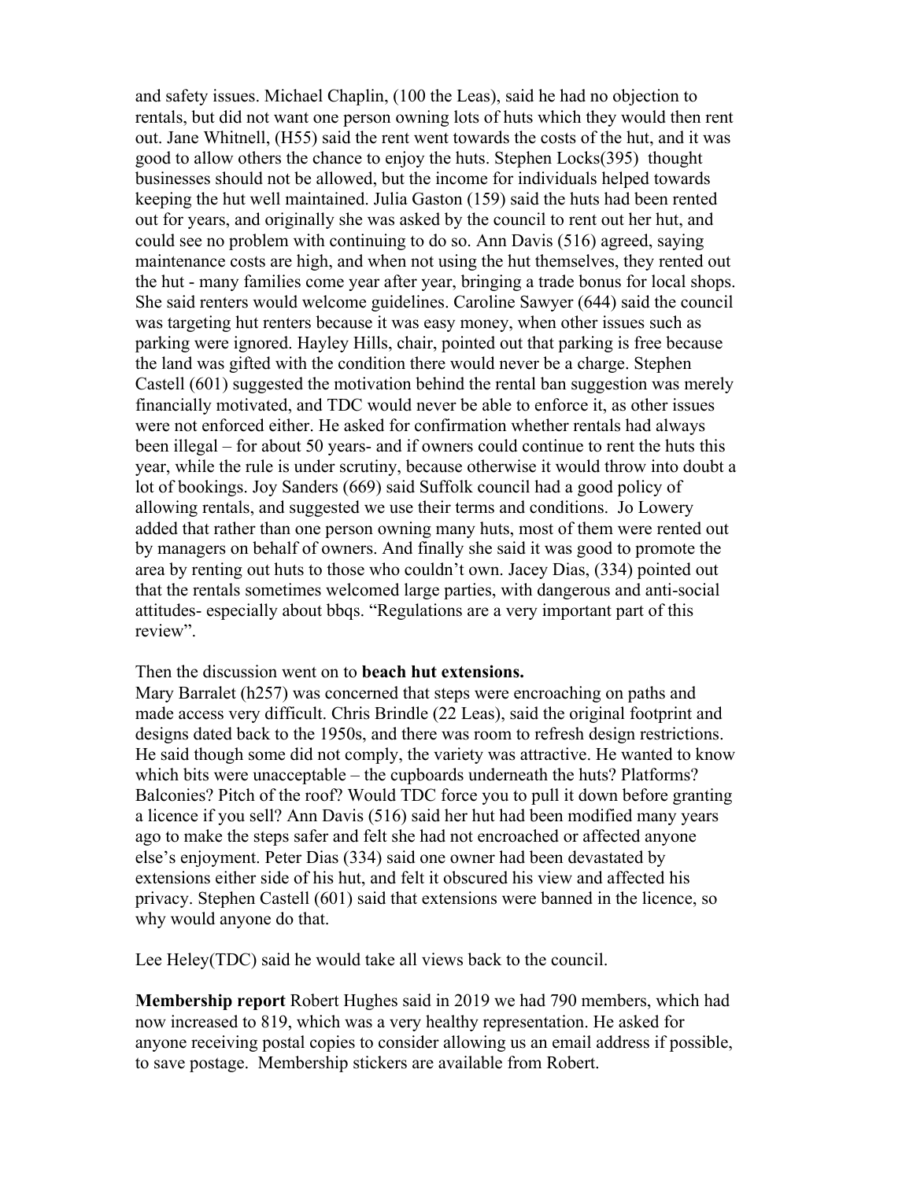and safety issues. Michael Chaplin, (100 the Leas), said he had no objection to rentals, but did not want one person owning lots of huts which they would then rent out. Jane Whitnell, (H55) said the rent went towards the costs of the hut, and it was good to allow others the chance to enjoy the huts. Stephen Locks(395) thought businesses should not be allowed, but the income for individuals helped towards keeping the hut well maintained. Julia Gaston (159) said the huts had been rented out for years, and originally she was asked by the council to rent out her hut, and could see no problem with continuing to do so. Ann Davis (516) agreed, saying maintenance costs are high, and when not using the hut themselves, they rented out the hut - many families come year after year, bringing a trade bonus for local shops. She said renters would welcome guidelines. Caroline Sawyer (644) said the council was targeting hut renters because it was easy money, when other issues such as parking were ignored. Hayley Hills, chair, pointed out that parking is free because the land was gifted with the condition there would never be a charge. Stephen Castell (601) suggested the motivation behind the rental ban suggestion was merely financially motivated, and TDC would never be able to enforce it, as other issues were not enforced either. He asked for confirmation whether rentals had always been illegal – for about 50 years- and if owners could continue to rent the huts this year, while the rule is under scrutiny, because otherwise it would throw into doubt a lot of bookings. Joy Sanders (669) said Suffolk council had a good policy of allowing rentals, and suggested we use their terms and conditions. Jo Lowery added that rather than one person owning many huts, most of them were rented out by managers on behalf of owners. And finally she said it was good to promote the area by renting out huts to those who couldn't own. Jacey Dias, (334) pointed out that the rentals sometimes welcomed large parties, with dangerous and anti-social attitudes- especially about bbqs. "Regulations are a very important part of this review".

Then the discussion went on to **beach hut extensions.**
Mary Barralet (h257) was concerned that steps were encroaching on paths and made access very difficult. Chris Brindle (22 Leas), said the original footprint and designs dated back to the 1950s, and there was room to refresh design restrictions. He said though some did not comply, the variety was attractive. He wanted to know which bits were unacceptable – the cupboards underneath the huts? Platforms? Balconies? Pitch of the roof? Would TDC force you to pull it down before granting a licence if you sell? Ann Davis (516) said her hut had been modified many years ago to make the steps safer and felt she had not encroached or affected anyone else's enjoyment. Peter Dias (334) said one owner had been devastated by extensions either side of his hut, and felt it obscured his view and affected his privacy. Stephen Castell (601) said that extensions were banned in the licence, so why would anyone do that.

Lee Heley(TDC) said he would take all views back to the council.

**Membership report** Robert Hughes said in 2019 we had 790 members, which had now increased to 819, which was a very healthy representation. He asked for anyone receiving postal copies to consider allowing us an email address if possible, to save postage. Membership stickers are available from Robert.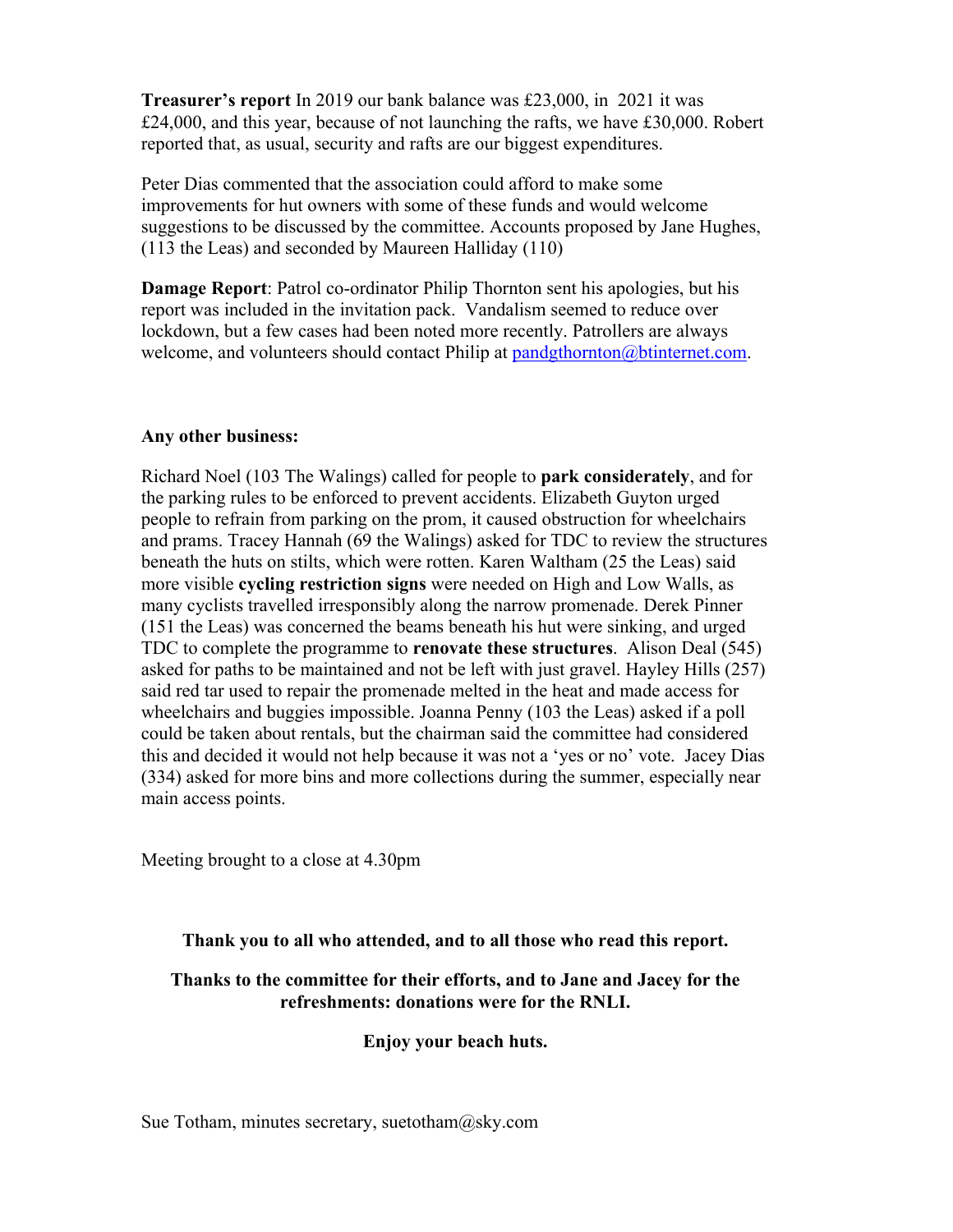**Treasurer's report** In 2019 our bank balance was £23,000, in 2021 it was £24,000, and this year, because of not launching the rafts, we have £30,000. Robert reported that, as usual, security and rafts are our biggest expenditures.

Peter Dias commented that the association could afford to make some improvements for hut owners with some of these funds and would welcome suggestions to be discussed by the committee. Accounts proposed by Jane Hughes, (113 the Leas) and seconded by Maureen Halliday (110)

**Damage Report**: Patrol co-ordinator Philip Thornton sent his apologies, but his report was included in the invitation pack. Vandalism seemed to reduce over lockdown, but a few cases had been noted more recently. Patrollers are always welcome, and volunteers should contact Philip at pandgthornton@btinternet.com.

**Any other business:**

Richard Noel (103 The Walings) called for people to **park considerately**, and for the parking rules to be enforced to prevent accidents. Elizabeth Guyton urged people to refrain from parking on the prom, it caused obstruction for wheelchairs and prams. Tracey Hannah (69 the Walings) asked for TDC to review the structures beneath the huts on stilts, which were rotten. Karen Waltham (25 the Leas) said more visible **cycling restriction signs** were needed on High and Low Walls, as many cyclists travelled irresponsibly along the narrow promenade. Derek Pinner (151 the Leas) was concerned the beams beneath his hut were sinking, and urged TDC to complete the programme to **renovate these structures**. Alison Deal (545) asked for paths to be maintained and not be left with just gravel. Hayley Hills (257) said red tar used to repair the promenade melted in the heat and made access for wheelchairs and buggies impossible. Joanna Penny (103 the Leas) asked if a poll could be taken about rentals, but the chairman said the committee had considered this and decided it would not help because it was not a 'yes or no' vote. Jacey Dias (334) asked for more bins and more collections during the summer, especially near main access points.

Meeting brought to a close at 4.30pm

**Thank you to all who attended, and to all those who read this report.**

**Thanks to the committee for their efforts, and to Jane and Jacey for the refreshments: donations were for the RNLI.**

**Enjoy your beach huts.**

Sue Totham, minutes secretary, suetotham@sky.com